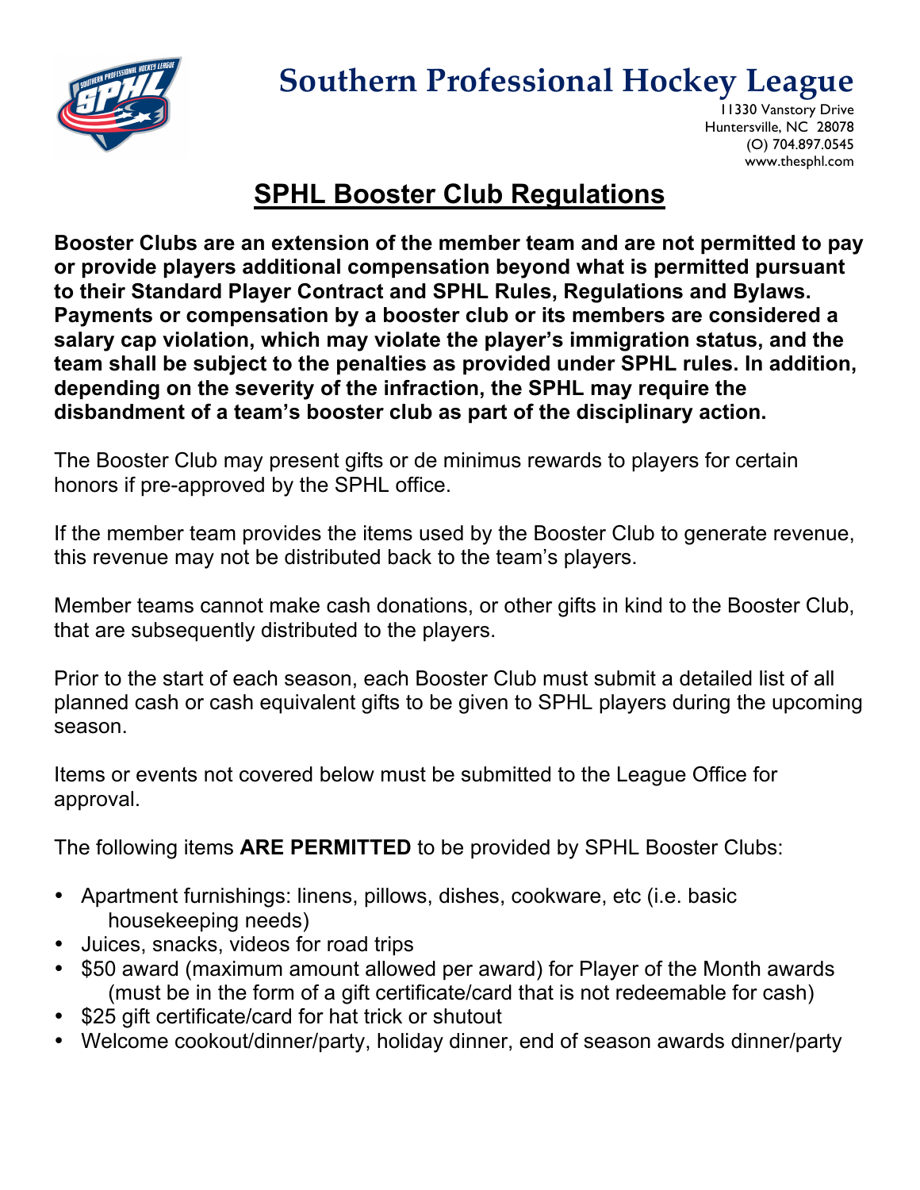# Southern Professional Hockey League

11330 Vanstory Drive
Huntersville, NC 28078
(O) 704.897.0545
www.thesphl.com

## SPHL Booster Club Regulations

**Booster Clubs are an extension of the member team and are not permitted to pay or provide players additional compensation beyond what is permitted pursuant to their Standard Player Contract and SPHL Rules, Regulations and Bylaws. Payments or compensation by a booster club or its members are considered a salary cap violation, which may violate the player's immigration status, and the team shall be subject to the penalties as provided under SPHL rules. In addition, depending on the severity of the infraction, the SPHL may require the disbandment of a team's booster club as part of the disciplinary action.**

The Booster Club may present gifts or de minimus rewards to players for certain honors if pre-approved by the SPHL office.

If the member team provides the items used by the Booster Club to generate revenue, this revenue may not be distributed back to the team's players.

Member teams cannot make cash donations, or other gifts in kind to the Booster Club, that are subsequently distributed to the players.

Prior to the start of each season, each Booster Club must submit a detailed list of all planned cash or cash equivalent gifts to be given to SPHL players during the upcoming season.

Items or events not covered below must be submitted to the League Office for approval.

The following items **ARE PERMITTED** to be provided by SPHL Booster Clubs:

- Apartment furnishings: linens, pillows, dishes, cookware, etc (i.e. basic housekeeping needs)
- Juices, snacks, videos for road trips
- $50 award (maximum amount allowed per award) for Player of the Month awards (must be in the form of a gift certificate/card that is not redeemable for cash)
- $25 gift certificate/card for hat trick or shutout
- Welcome cookout/dinner/party, holiday dinner, end of season awards dinner/party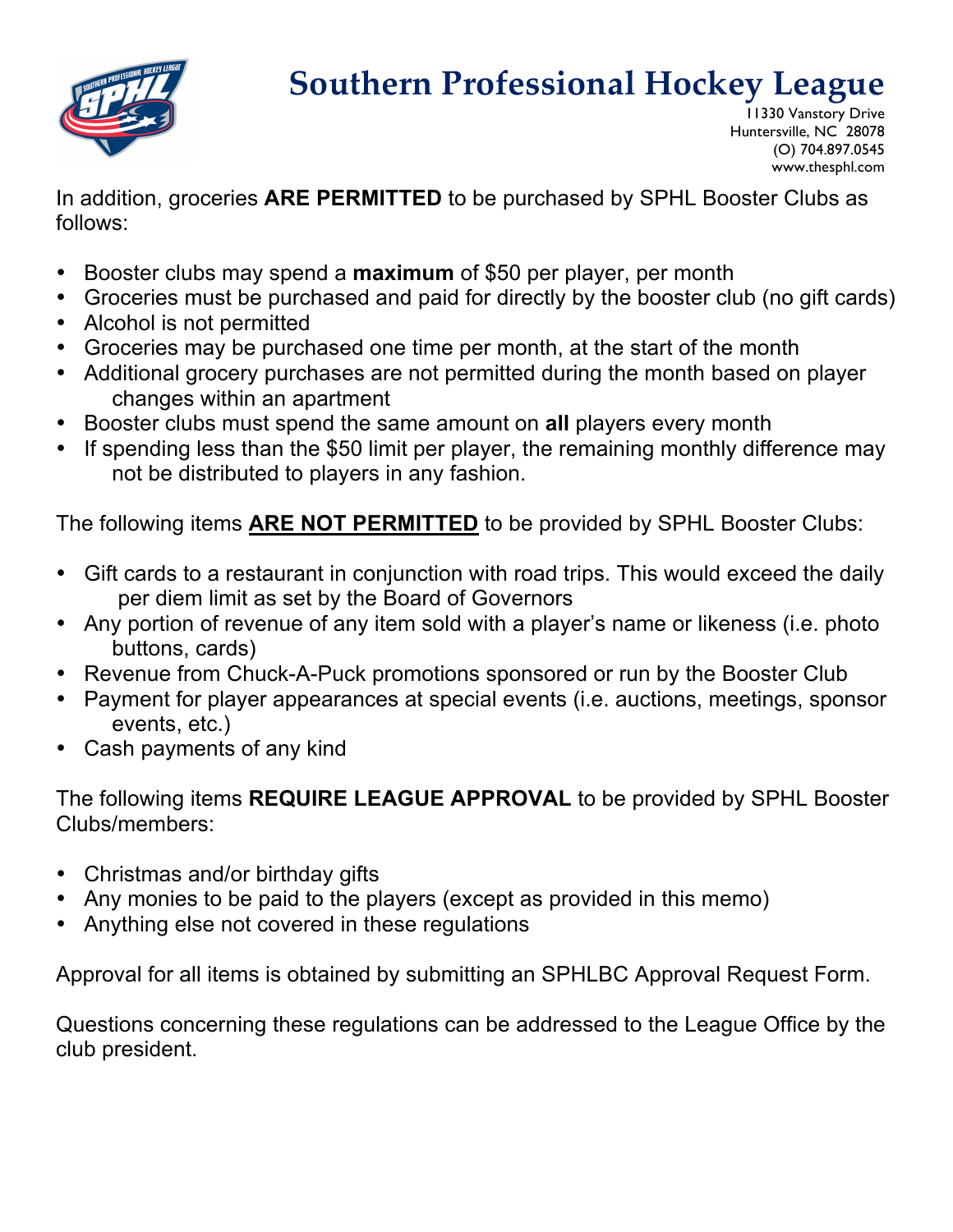# Southern Professional Hockey League

11330 Vanstory Drive
Huntersville, NC 28078
(O) 704.897.0545
www.thesphl.com

In addition, groceries **ARE PERMITTED** to be purchased by SPHL Booster Clubs as follows:

- Booster clubs may spend a **maximum** of $50 per player, per month
- Groceries must be purchased and paid for directly by the booster club (no gift cards)
- Alcohol is not permitted
- Groceries may be purchased one time per month, at the start of the month
- Additional grocery purchases are not permitted during the month based on player changes within an apartment
- Booster clubs must spend the same amount on **all** players every month
- If spending less than the $50 limit per player, the remaining monthly difference may not be distributed to players in any fashion.

The following items **<u>ARE NOT PERMITTED</u>** to be provided by SPHL Booster Clubs:

- Gift cards to a restaurant in conjunction with road trips. This would exceed the daily per diem limit as set by the Board of Governors
- Any portion of revenue of any item sold with a player's name or likeness (i.e. photo buttons, cards)
- Revenue from Chuck-A-Puck promotions sponsored or run by the Booster Club
- Payment for player appearances at special events (i.e. auctions, meetings, sponsor events, etc.)
- Cash payments of any kind

The following items **REQUIRE LEAGUE APPROVAL** to be provided by SPHL Booster Clubs/members:

- Christmas and/or birthday gifts
- Any monies to be paid to the players (except as provided in this memo)
- Anything else not covered in these regulations

Approval for all items is obtained by submitting an SPHLBC Approval Request Form.

Questions concerning these regulations can be addressed to the League Office by the club president.